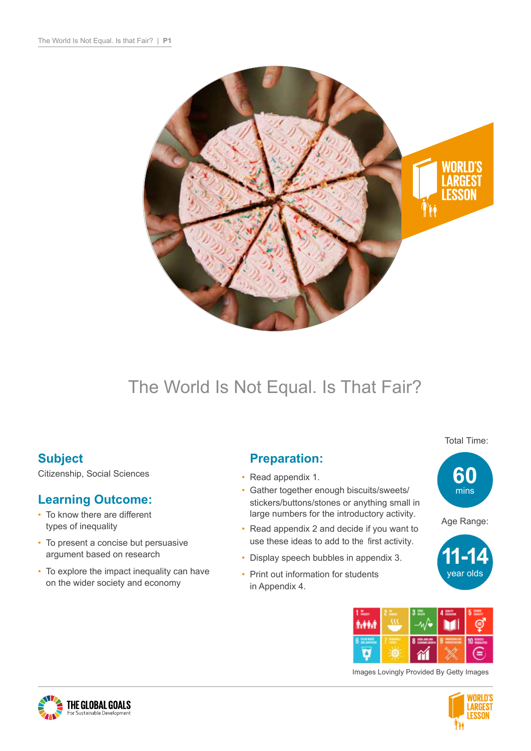# The World Is Not Equal. Is That Fair?

## Subject

Citizenship, Social Sciences

## Learning Outcome:

- To know there are different types of inequality
- To present a concise but persuasive argument based on research
- To explore the impact inequality can have on the wider society and economy

## Preparation:

- Read appendix 1.
- Gather together enough biscuits/sweets/stickers/buttons/stones or anything small in large numbers for the introductory activity.
- Read appendix 2 and decide if you want to use these ideas to add to the first activity.
- Display speech bubbles in appendix 3.
- Print out information for students in Appendix 4.

Total Time: **60** mins

Age Range: **11-14** year olds

Images Lovingly Provided By Getty Images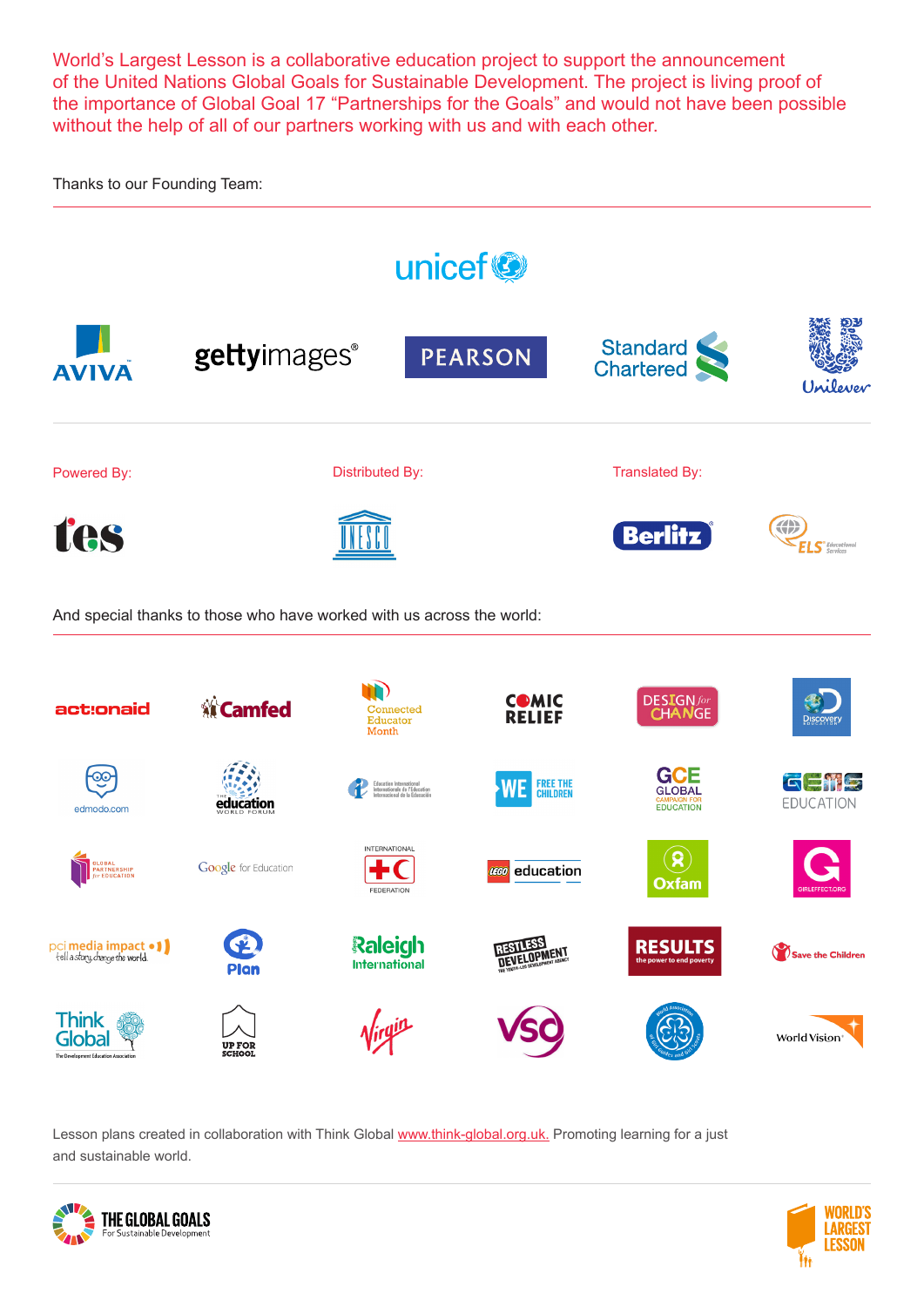World's Largest Lesson is a collaborative education project to support the announcement of the United Nations Global Goals for Sustainable Development. The project is living proof of the importance of Global Goal 17 "Partnerships for the Goals" and would not have been possible without the help of all of our partners working with us and with each other.

Thanks to our Founding Team:

unicef

AVIVA, gettyimages, PEARSON, Standard Chartered, Unilever

Powered By: tes

Distributed By: UNESCO

Translated By: Berlitz, ELS Educational Services

And special thanks to those who have worked with us across the world:

actionaid, Camfed, Connected Educator Month, Comic Relief, Design for Change, Discovery Education, edmodo.com, The Education World Forum, Education International, WE Free the Children, GCE Global Campaign for Education, GEMS Education, Global Partnership for Education, Google for Education, International Federation of Red Cross, LEGO education, Oxfam, Girl Effect, pci media impact, Plan, Raleigh International, Restless Development, Results, Save the Children, Think Global, Up for School, Virgin, VSO, World Association of Girl Guides and Girl Scouts, World Vision

Lesson plans created in collaboration with Think Global www.think-global.org.uk. Promoting learning for a just and sustainable world.

THE GLOBAL GOALS For Sustainable Development

WORLD'S LARGEST LESSON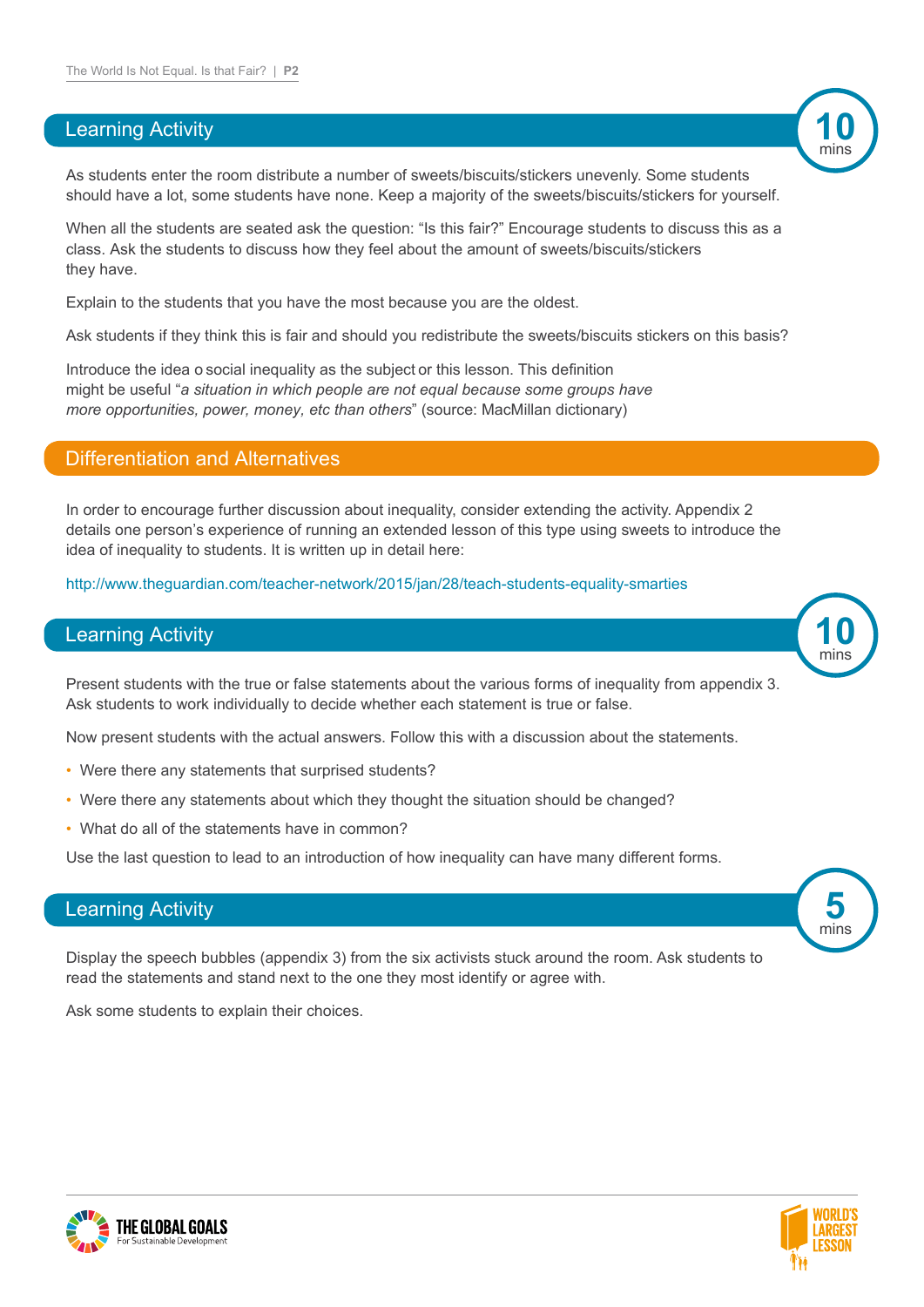## Learning Activity

10 mins

As students enter the room distribute a number of sweets/biscuits/stickers unevenly. Some students should have a lot, some students have none. Keep a majority of the sweets/biscuits/stickers for yourself.

When all the students are seated ask the question: "Is this fair?" Encourage students to discuss this as a class. Ask the students to discuss how they feel about the amount of sweets/biscuits/stickers they have.

Explain to the students that you have the most because you are the oldest.

Ask students if they think this is fair and should you redistribute the sweets/biscuits stickers on this basis?

Introduce the idea o social inequality as the subject or this lesson. This definition might be useful "*a situation in which people are not equal because some groups have more opportunities, power, money, etc than others*" (source: MacMillan dictionary)

## Differentiation and Alternatives

In order to encourage further discussion about inequality, consider extending the activity. Appendix 2 details one person's experience of running an extended lesson of this type using sweets to introduce the idea of inequality to students. It is written up in detail here:

http://www.theguardian.com/teacher-network/2015/jan/28/teach-students-equality-smarties

## Learning Activity

10 mins

Present students with the true or false statements about the various forms of inequality from appendix 3. Ask students to work individually to decide whether each statement is true or false.

Now present students with the actual answers. Follow this with a discussion about the statements.

- Were there any statements that surprised students?
- Were there any statements about which they thought the situation should be changed?
- What do all of the statements have in common?

Use the last question to lead to an introduction of how inequality can have many different forms.

## Learning Activity

5 mins

Display the speech bubbles (appendix 3) from the six activists stuck around the room. Ask students to read the statements and stand next to the one they most identify or agree with.

Ask some students to explain their choices.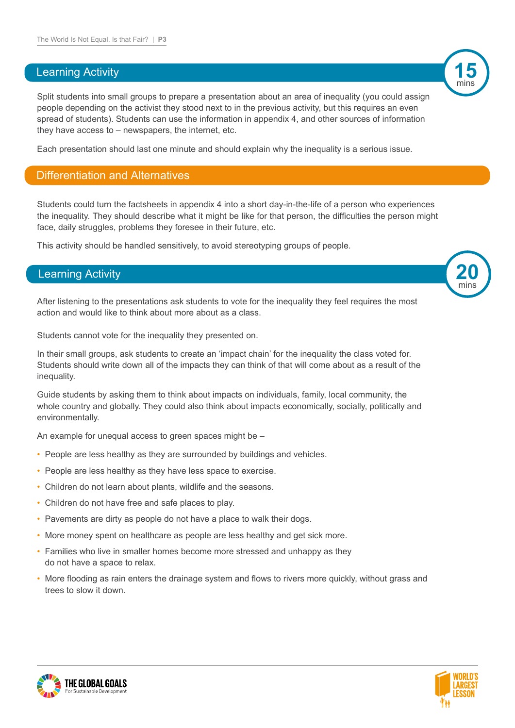## Learning Activity

15 mins

Split students into small groups to prepare a presentation about an area of inequality (you could assign people depending on the activist they stood next to in the previous activity, but this requires an even spread of students). Students can use the information in appendix 4, and other sources of information they have access to – newspapers, the internet, etc.

Each presentation should last one minute and should explain why the inequality is a serious issue.

## Differentiation and Alternatives

Students could turn the factsheets in appendix 4 into a short day-in-the-life of a person who experiences the inequality. They should describe what it might be like for that person, the difficulties the person might face, daily struggles, problems they foresee in their future, etc.

This activity should be handled sensitively, to avoid stereotyping groups of people.

## Learning Activity

20 mins

After listening to the presentations ask students to vote for the inequality they feel requires the most action and would like to think about more about as a class.

Students cannot vote for the inequality they presented on.

In their small groups, ask students to create an 'impact chain' for the inequality the class voted for. Students should write down all of the impacts they can think of that will come about as a result of the inequality.

Guide students by asking them to think about impacts on individuals, family, local community, the whole country and globally. They could also think about impacts economically, socially, politically and environmentally.

An example for unequal access to green spaces might be –

- People are less healthy as they are surrounded by buildings and vehicles.
- People are less healthy as they have less space to exercise.
- Children do not learn about plants, wildlife and the seasons.
- Children do not have free and safe places to play.
- Pavements are dirty as people do not have a place to walk their dogs.
- More money spent on healthcare as people are less healthy and get sick more.
- Families who live in smaller homes become more stressed and unhappy as they do not have a space to relax.
- More flooding as rain enters the drainage system and flows to rivers more quickly, without grass and trees to slow it down.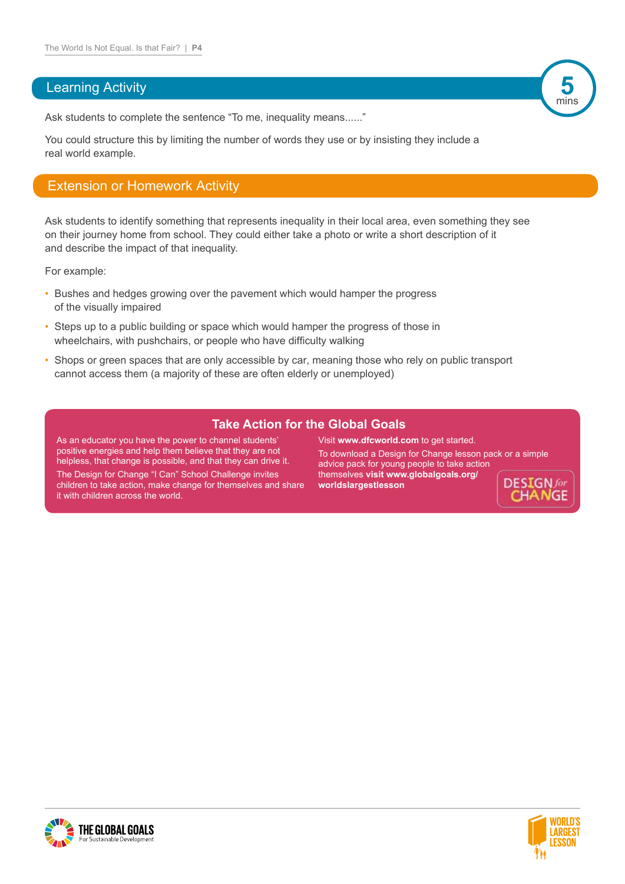## Learning Activity

5 mins

Ask students to complete the sentence "To me, inequality means......"

You could structure this by limiting the number of words they use or by insisting they include a real world example.

## Extension or Homework Activity

Ask students to identify something that represents inequality in their local area, even something they see on their journey home from school. They could either take a photo or write a short description of it and describe the impact of that inequality.

For example:

- Bushes and hedges growing over the pavement which would hamper the progress of the visually impaired
- Steps up to a public building or space which would hamper the progress of those in wheelchairs, with pushchairs, or people who have difficulty walking
- Shops or green spaces that are only accessible by car, meaning those who rely on public transport cannot access them (a majority of these are often elderly or unemployed)

### Take Action for the Global Goals

As an educator you have the power to channel students' positive energies and help them believe that they are not helpless, that change is possible, and that they can drive it.

The Design for Change "I Can" School Challenge invites children to take action, make change for themselves and share it with children across the world.

Visit **www.dfcworld.com** to get started.

To download a Design for Change lesson pack or a simple advice pack for young people to take action themselves **visit www.globalgoals.org/worldslargestlesson**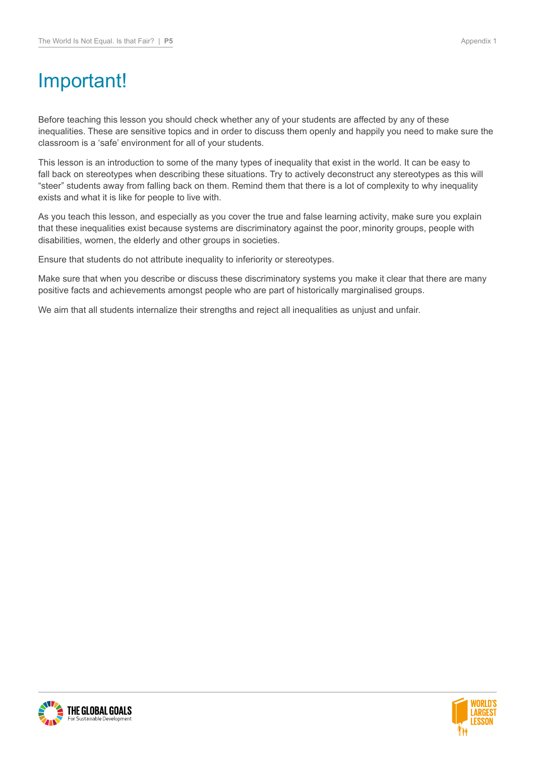# Important!

Before teaching this lesson you should check whether any of your students are affected by any of these inequalities. These are sensitive topics and in order to discuss them openly and happily you need to make sure the classroom is a 'safe' environment for all of your students.

This lesson is an introduction to some of the many types of inequality that exist in the world. It can be easy to fall back on stereotypes when describing these situations. Try to actively deconstruct any stereotypes as this will "steer" students away from falling back on them. Remind them that there is a lot of complexity to why inequality exists and what it is like for people to live with.

As you teach this lesson, and especially as you cover the true and false learning activity, make sure you explain that these inequalities exist because systems are discriminatory against the poor, minority groups, people with disabilities, women, the elderly and other groups in societies.

Ensure that students do not attribute inequality to inferiority or stereotypes.

Make sure that when you describe or discuss these discriminatory systems you make it clear that there are many positive facts and achievements amongst people who are part of historically marginalised groups.

We aim that all students internalize their strengths and reject all inequalities as unjust and unfair.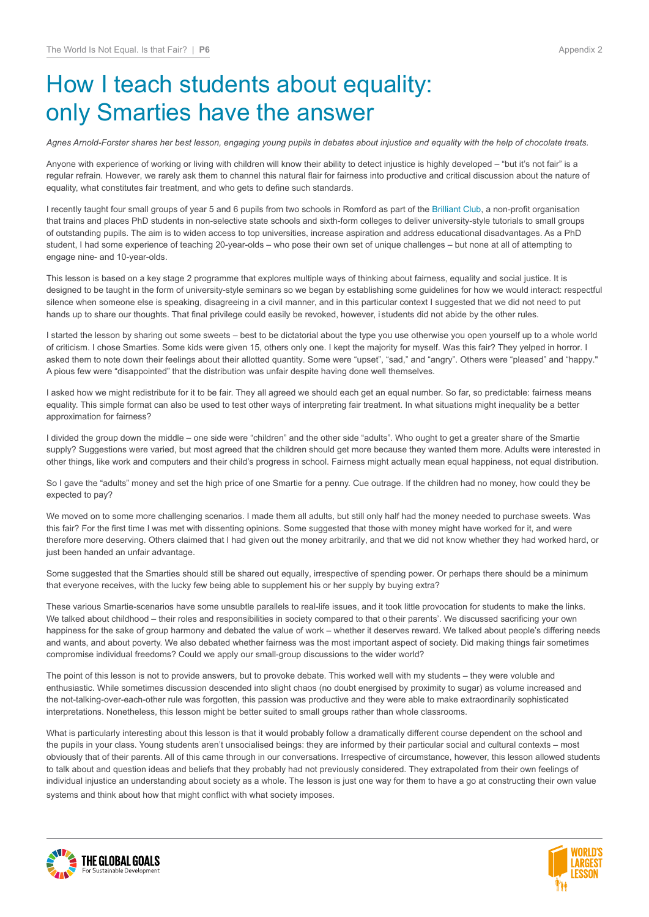# How I teach students about equality: only Smarties have the answer

*Agnes Arnold-Forster shares her best lesson, engaging young pupils in debates about injustice and equality with the help of chocolate treats.*

Anyone with experience of working or living with children will know their ability to detect injustice is highly developed – "but it's not fair" is a regular refrain. However, we rarely ask them to channel this natural flair for fairness into productive and critical discussion about the nature of equality, what constitutes fair treatment, and who gets to define such standards.

I recently taught four small groups of year 5 and 6 pupils from two schools in Romford as part of the Brilliant Club, a non-profit organisation that trains and places PhD students in non-selective state schools and sixth-form colleges to deliver university-style tutorials to small groups of outstanding pupils. The aim is to widen access to top universities, increase aspiration and address educational disadvantages. As a PhD student, I had some experience of teaching 20-year-olds – who pose their own set of unique challenges – but none at all of attempting to engage nine- and 10-year-olds.

This lesson is based on a key stage 2 programme that explores multiple ways of thinking about fairness, equality and social justice. It is designed to be taught in the form of university-style seminars so we began by establishing some guidelines for how we would interact: respectful silence when someone else is speaking, disagreeing in a civil manner, and in this particular context I suggested that we did not need to put hands up to share our thoughts. That final privilege could easily be revoked, however, i students did not abide by the other rules.

I started the lesson by sharing out some sweets – best to be dictatorial about the type you use otherwise you open yourself up to a whole world of criticism. I chose Smarties. Some kids were given 15, others only one. I kept the majority for myself. Was this fair? They yelped in horror. I asked them to note down their feelings about their allotted quantity. Some were "upset", "sad," and "angry". Others were "pleased" and "happy." A pious few were "disappointed" that the distribution was unfair despite having done well themselves.

I asked how we might redistribute for it to be fair. They all agreed we should each get an equal number. So far, so predictable: fairness means equality. This simple format can also be used to test other ways of interpreting fair treatment. In what situations might inequality be a better approximation for fairness?

I divided the group down the middle – one side were "children" and the other side "adults". Who ought to get a greater share of the Smartie supply? Suggestions were varied, but most agreed that the children should get more because they wanted them more. Adults were interested in other things, like work and computers and their child's progress in school. Fairness might actually mean equal happiness, not equal distribution.

So I gave the "adults" money and set the high price of one Smartie for a penny. Cue outrage. If the children had no money, how could they be expected to pay?

We moved on to some more challenging scenarios. I made them all adults, but still only half had the money needed to purchase sweets. Was this fair? For the first time I was met with dissenting opinions. Some suggested that those with money might have worked for it, and were therefore more deserving. Others claimed that I had given out the money arbitrarily, and that we did not know whether they had worked hard, or just been handed an unfair advantage.

Some suggested that the Smarties should still be shared out equally, irrespective of spending power. Or perhaps there should be a minimum that everyone receives, with the lucky few being able to supplement his or her supply by buying extra?

These various Smartie-scenarios have some unsubtle parallels to real-life issues, and it took little provocation for students to make the links. We talked about childhood – their roles and responsibilities in society compared to that o their parents'. We discussed sacrificing your own happiness for the sake of group harmony and debated the value of work – whether it deserves reward. We talked about people's differing needs and wants, and about poverty. We also debated whether fairness was the most important aspect of society. Did making things fair sometimes compromise individual freedoms? Could we apply our small-group discussions to the wider world?

The point of this lesson is not to provide answers, but to provoke debate. This worked well with my students – they were voluble and enthusiastic. While sometimes discussion descended into slight chaos (no doubt energised by proximity to sugar) as volume increased and the not-talking-over-each-other rule was forgotten, this passion was productive and they were able to make extraordinarily sophisticated interpretations. Nonetheless, this lesson might be better suited to small groups rather than whole classrooms.

What is particularly interesting about this lesson is that it would probably follow a dramatically different course dependent on the school and the pupils in your class. Young students aren't unsocialised beings: they are informed by their particular social and cultural contexts – most obviously that of their parents. All of this came through in our conversations. Irrespective of circumstance, however, this lesson allowed students to talk about and question ideas and beliefs that they probably had not previously considered. They extrapolated from their own feelings of individual injustice an understanding about society as a whole. The lesson is just one way for them to have a go at constructing their own value systems and think about how that might conflict with what society imposes.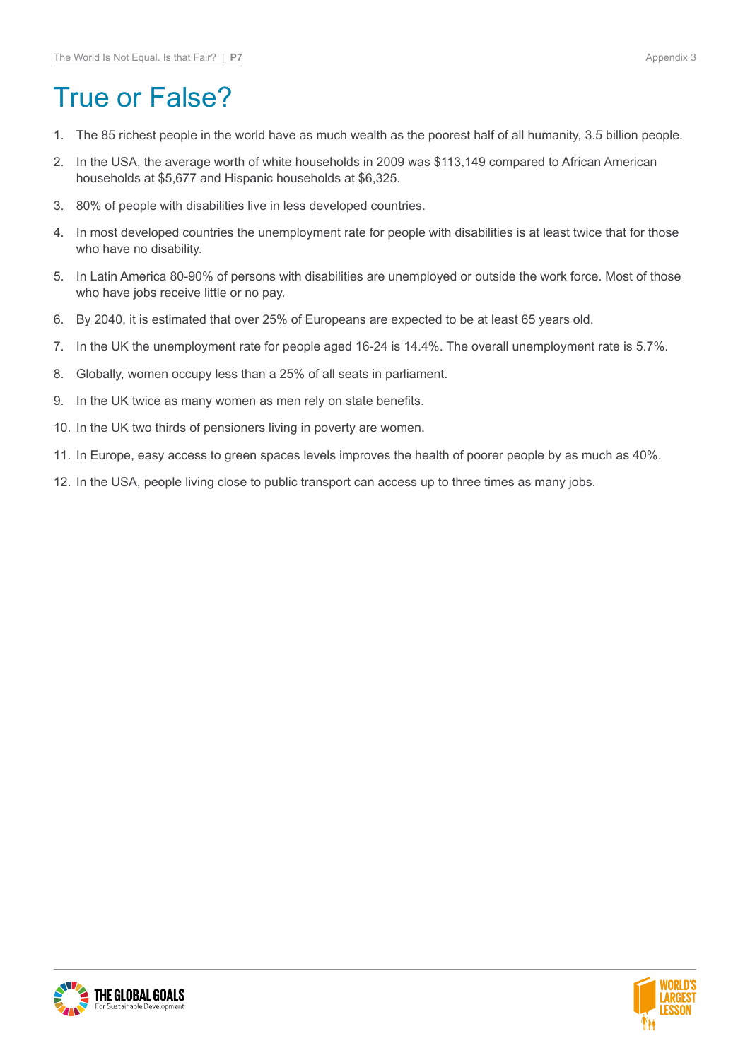# True or False?

1. The 85 richest people in the world have as much wealth as the poorest half of all humanity, 3.5 billion people.
2. In the USA, the average worth of white households in 2009 was $113,149 compared to African American households at $5,677 and Hispanic households at $6,325.
3. 80% of people with disabilities live in less developed countries.
4. In most developed countries the unemployment rate for people with disabilities is at least twice that for those who have no disability.
5. In Latin America 80-90% of persons with disabilities are unemployed or outside the work force. Most of those who have jobs receive little or no pay.
6. By 2040, it is estimated that over 25% of Europeans are expected to be at least 65 years old.
7. In the UK the unemployment rate for people aged 16-24 is 14.4%. The overall unemployment rate is 5.7%.
8. Globally, women occupy less than a 25% of all seats in parliament.
9. In the UK twice as many women as men rely on state benefits.
10. In the UK two thirds of pensioners living in poverty are women.
11. In Europe, easy access to green spaces levels improves the health of poorer people by as much as 40%.
12. In the USA, people living close to public transport can access up to three times as many jobs.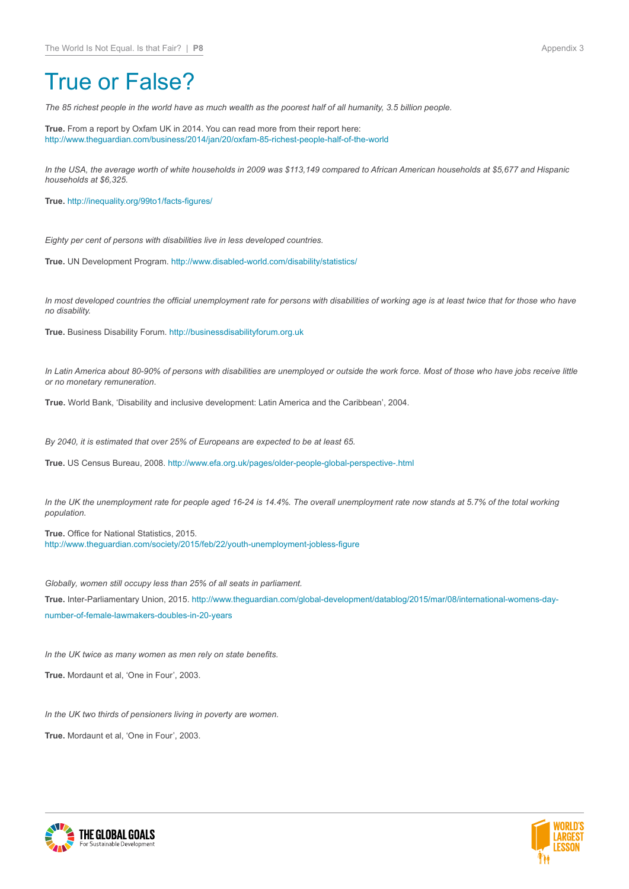# True or False?

*The 85 richest people in the world have as much wealth as the poorest half of all humanity, 3.5 billion people.*

**True.** From a report by Oxfam UK in 2014. You can read more from their report here: http://www.theguardian.com/business/2014/jan/20/oxfam-85-richest-people-half-of-the-world

*In the USA, the average worth of white households in 2009 was $113,149 compared to African American households at $5,677 and Hispanic households at $6,325.*

**True.** http://inequality.org/99to1/facts-figures/

*Eighty per cent of persons with disabilities live in less developed countries.*

**True.** UN Development Program. http://www.disabled-world.com/disability/statistics/

*In most developed countries the official unemployment rate for persons with disabilities of working age is at least twice that for those who have no disability.*

**True.** Business Disability Forum. http://businessdisabilityforum.org.uk

*In Latin America about 80-90% of persons with disabilities are unemployed or outside the work force. Most of those who have jobs receive little or no monetary remuneration.*

**True.** World Bank, 'Disability and inclusive development: Latin America and the Caribbean', 2004.

*By 2040, it is estimated that over 25% of Europeans are expected to be at least 65.*

**True.** US Census Bureau, 2008. http://www.efa.org.uk/pages/older-people-global-perspective-.html

*In the UK the unemployment rate for people aged 16-24 is 14.4%. The overall unemployment rate now stands at 5.7% of the total working population.*

**True.** Office for National Statistics, 2015.
http://www.theguardian.com/society/2015/feb/22/youth-unemployment-jobless-figure

*Globally, women still occupy less than 25% of all seats in parliament.*

**True.** Inter-Parliamentary Union, 2015. http://www.theguardian.com/global-development/datablog/2015/mar/08/international-womens-day-number-of-female-lawmakers-doubles-in-20-years

*In the UK twice as many women as men rely on state benefits.*

**True.** Mordaunt et al, 'One in Four', 2003.

*In the UK two thirds of pensioners living in poverty are women.*

**True.** Mordaunt et al, 'One in Four', 2003.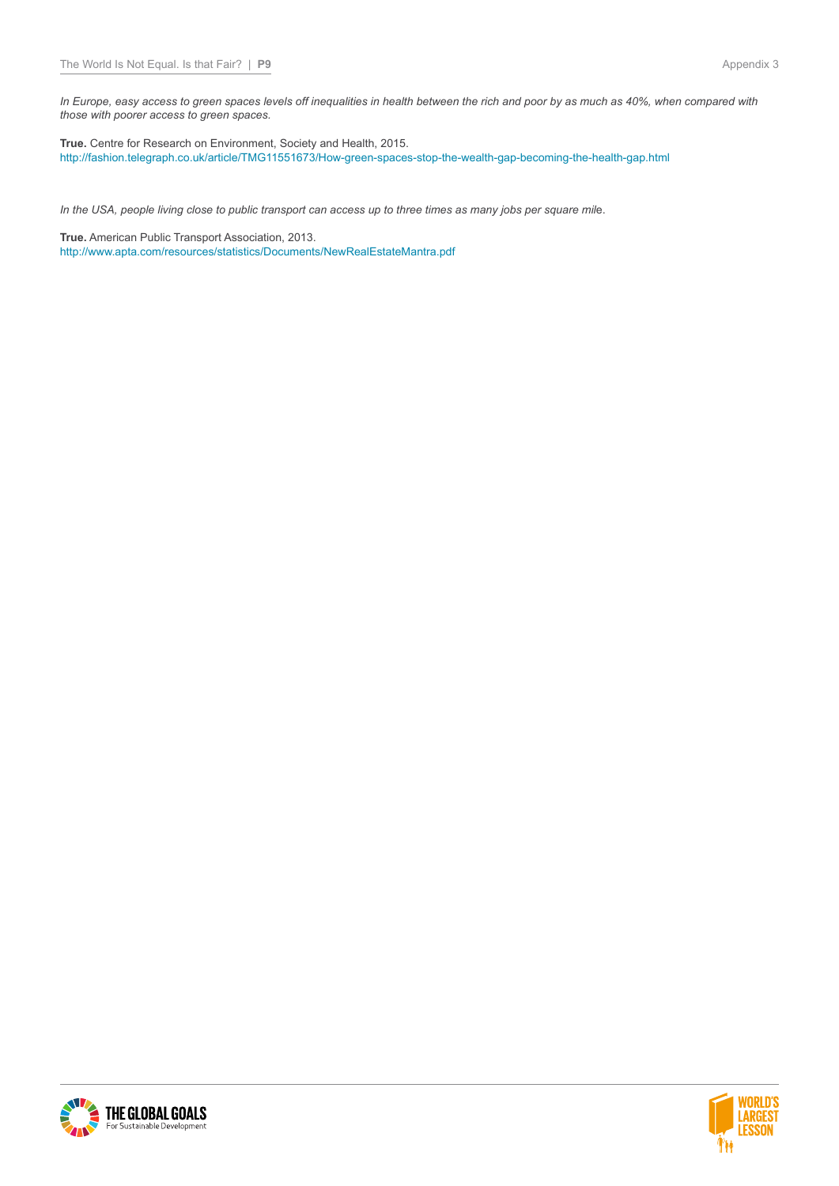*In Europe, easy access to green spaces levels off inequalities in health between the rich and poor by as much as 40%, when compared with those with poorer access to green spaces.*

**True.** Centre for Research on Environment, Society and Health, 2015.
http://fashion.telegraph.co.uk/article/TMG11551673/How-green-spaces-stop-the-wealth-gap-becoming-the-health-gap.html

*In the USA, people living close to public transport can access up to three times as many jobs per square mile.*

**True.** American Public Transport Association, 2013.
http://www.apta.com/resources/statistics/Documents/NewRealEstateMantra.pdf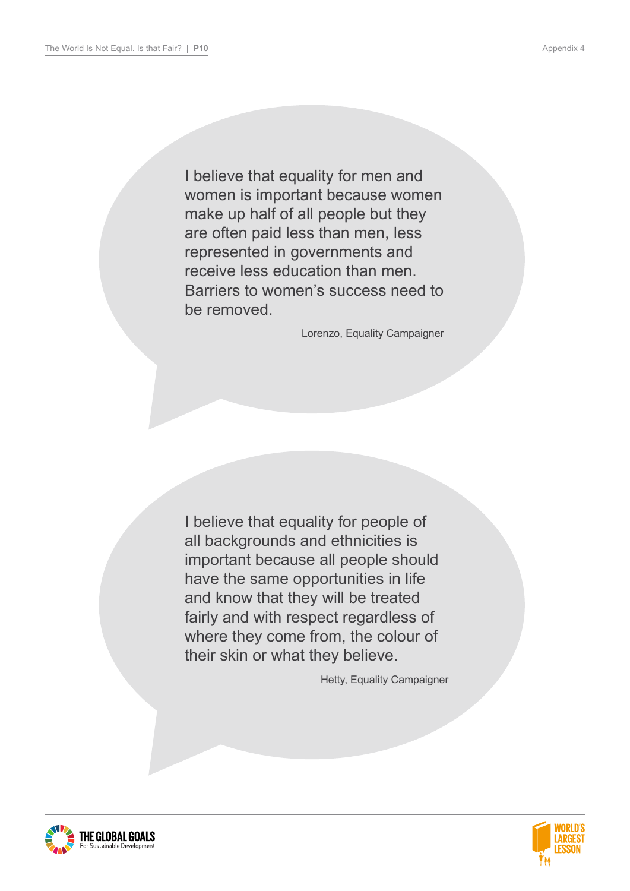I believe that equality for men and women is important because women make up half of all people but they are often paid less than men, less represented in governments and receive less education than men. Barriers to women's success need to be removed.

Lorenzo, Equality Campaigner

I believe that equality for people of all backgrounds and ethnicities is important because all people should have the same opportunities in life and know that they will be treated fairly and with respect regardless of where they come from, the colour of their skin or what they believe.

Hetty, Equality Campaigner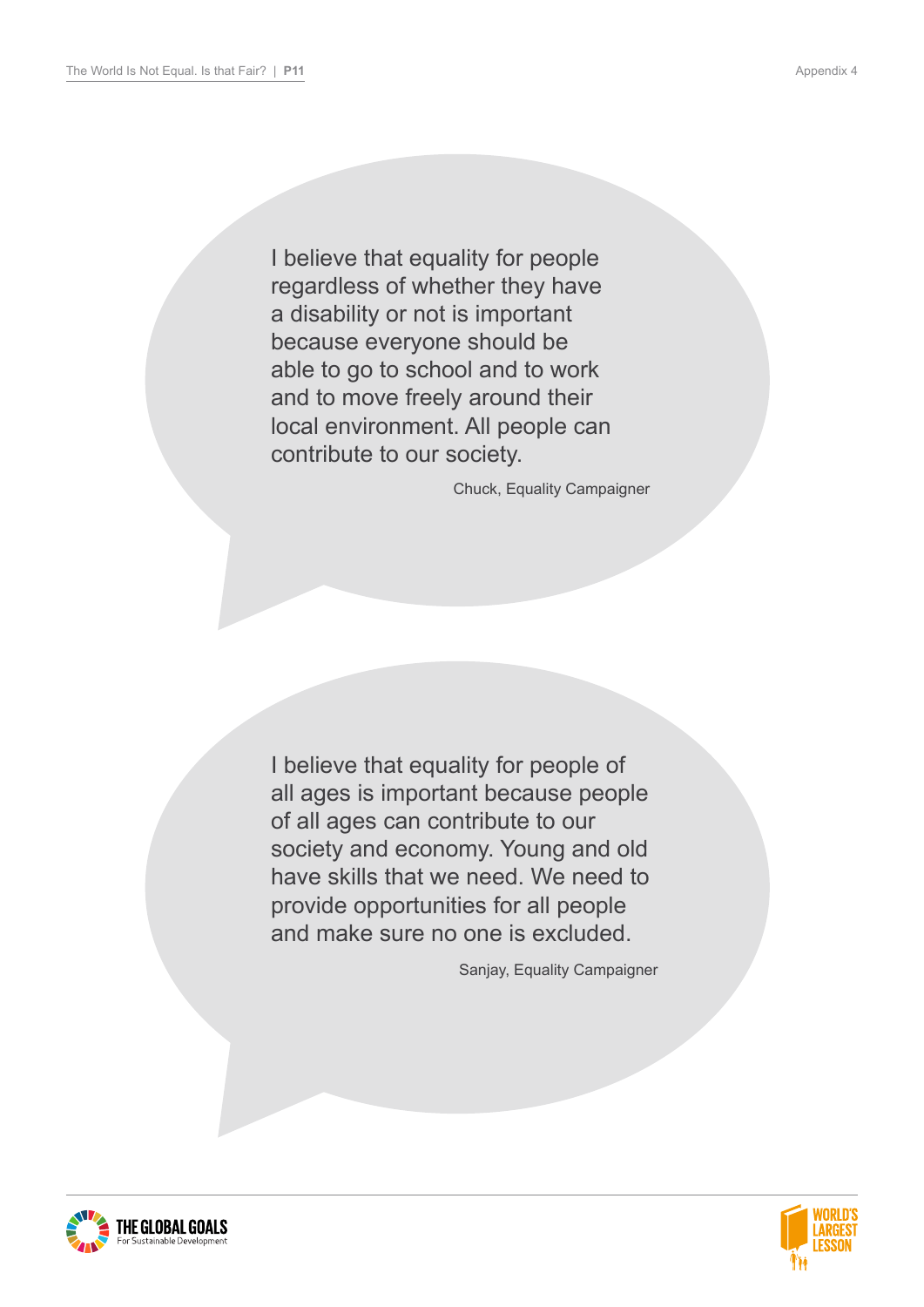I believe that equality for people regardless of whether they have a disability or not is important because everyone should be able to go to school and to work and to move freely around their local environment. All people can contribute to our society.

Chuck, Equality Campaigner

I believe that equality for people of all ages is important because people of all ages can contribute to our society and economy. Young and old have skills that we need. We need to provide opportunities for all people and make sure no one is excluded.

Sanjay, Equality Campaigner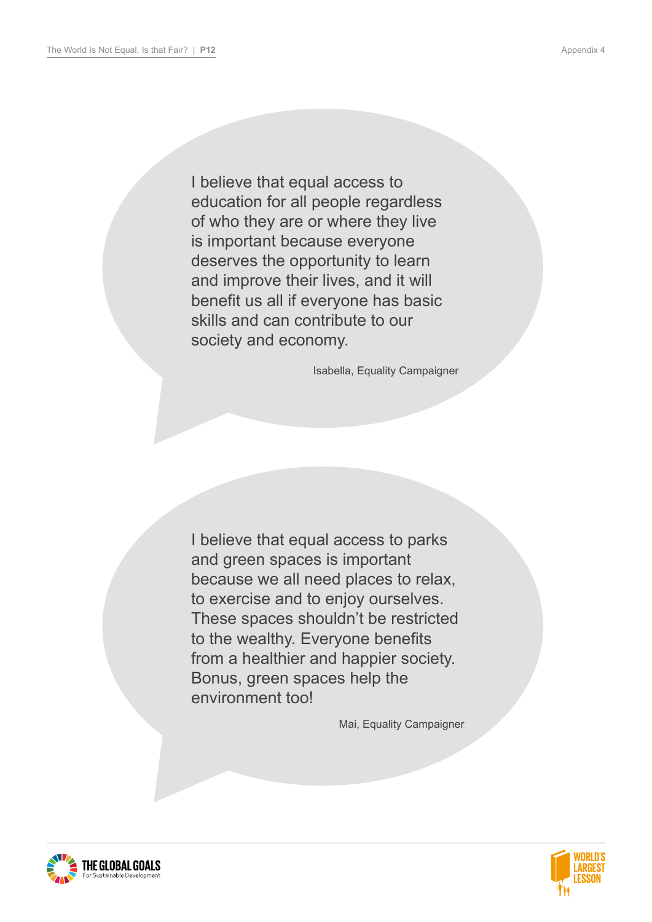I believe that equal access to education for all people regardless of who they are or where they live is important because everyone deserves the opportunity to learn and improve their lives, and it will benefit us all if everyone has basic skills and can contribute to our society and economy.

Isabella, Equality Campaigner

I believe that equal access to parks and green spaces is important because we all need places to relax, to exercise and to enjoy ourselves. These spaces shouldn't be restricted to the wealthy. Everyone benefits from a healthier and happier society. Bonus, green spaces help the environment too!

Mai, Equality Campaigner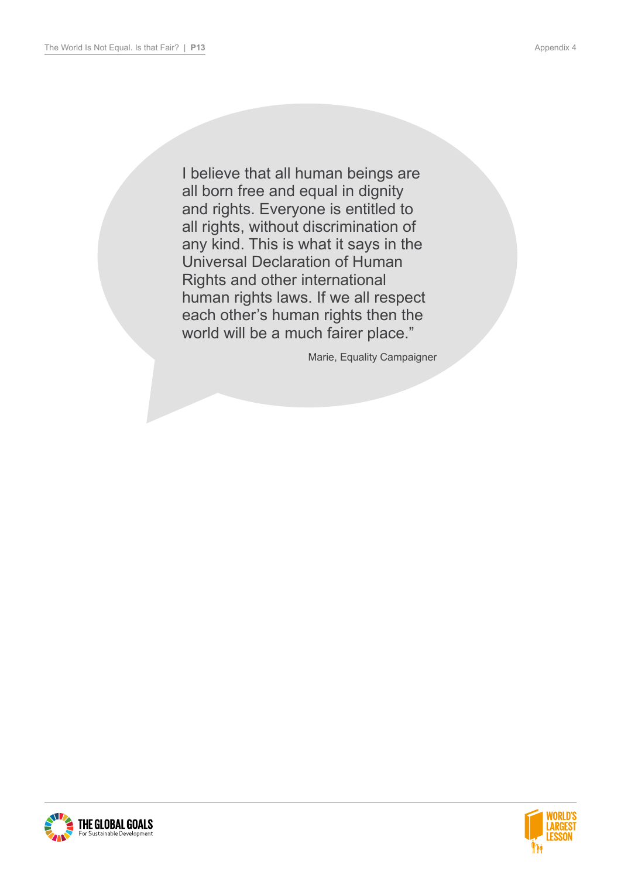I believe that all human beings are all born free and equal in dignity and rights. Everyone is entitled to all rights, without discrimination of any kind. This is what it says in the Universal Declaration of Human Rights and other international human rights laws. If we all respect each other's human rights then the world will be a much fairer place."

Marie, Equality Campaigner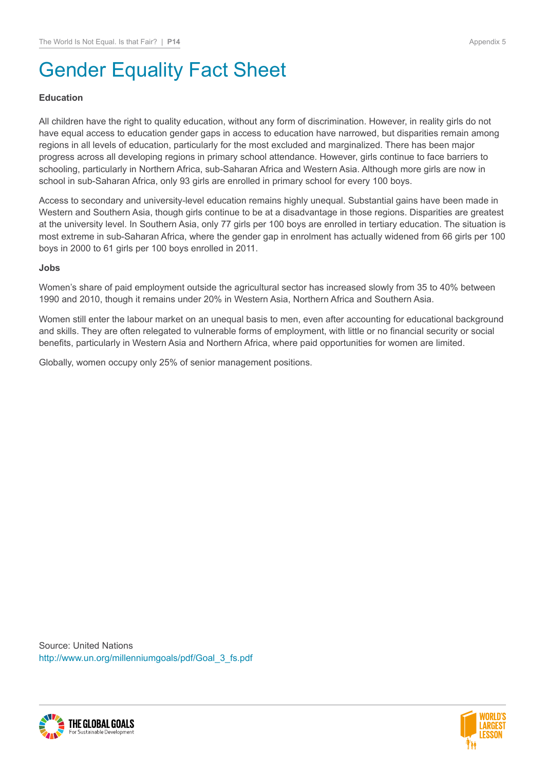# Gender Equality Fact Sheet

**Education**

All children have the right to quality education, without any form of discrimination. However, in reality girls do not have equal access to education gender gaps in access to education have narrowed, but disparities remain among regions in all levels of education, particularly for the most excluded and marginalized. There has been major progress across all developing regions in primary school attendance. However, girls continue to face barriers to schooling, particularly in Northern Africa, sub-Saharan Africa and Western Asia. Although more girls are now in school in sub-Saharan Africa, only 93 girls are enrolled in primary school for every 100 boys.

Access to secondary and university-level education remains highly unequal. Substantial gains have been made in Western and Southern Asia, though girls continue to be at a disadvantage in those regions. Disparities are greatest at the university level. In Southern Asia, only 77 girls per 100 boys are enrolled in tertiary education. The situation is most extreme in sub-Saharan Africa, where the gender gap in enrolment has actually widened from 66 girls per 100 boys in 2000 to 61 girls per 100 boys enrolled in 2011.

**Jobs**

Women's share of paid employment outside the agricultural sector has increased slowly from 35 to 40% between 1990 and 2010, though it remains under 20% in Western Asia, Northern Africa and Southern Asia.

Women still enter the labour market on an unequal basis to men, even after accounting for educational background and skills. They are often relegated to vulnerable forms of employment, with little or no financial security or social benefits, particularly in Western Asia and Northern Africa, where paid opportunities for women are limited.

Globally, women occupy only 25% of senior management positions.

Source: United Nations
http://www.un.org/millenniumgoals/pdf/Goal_3_fs.pdf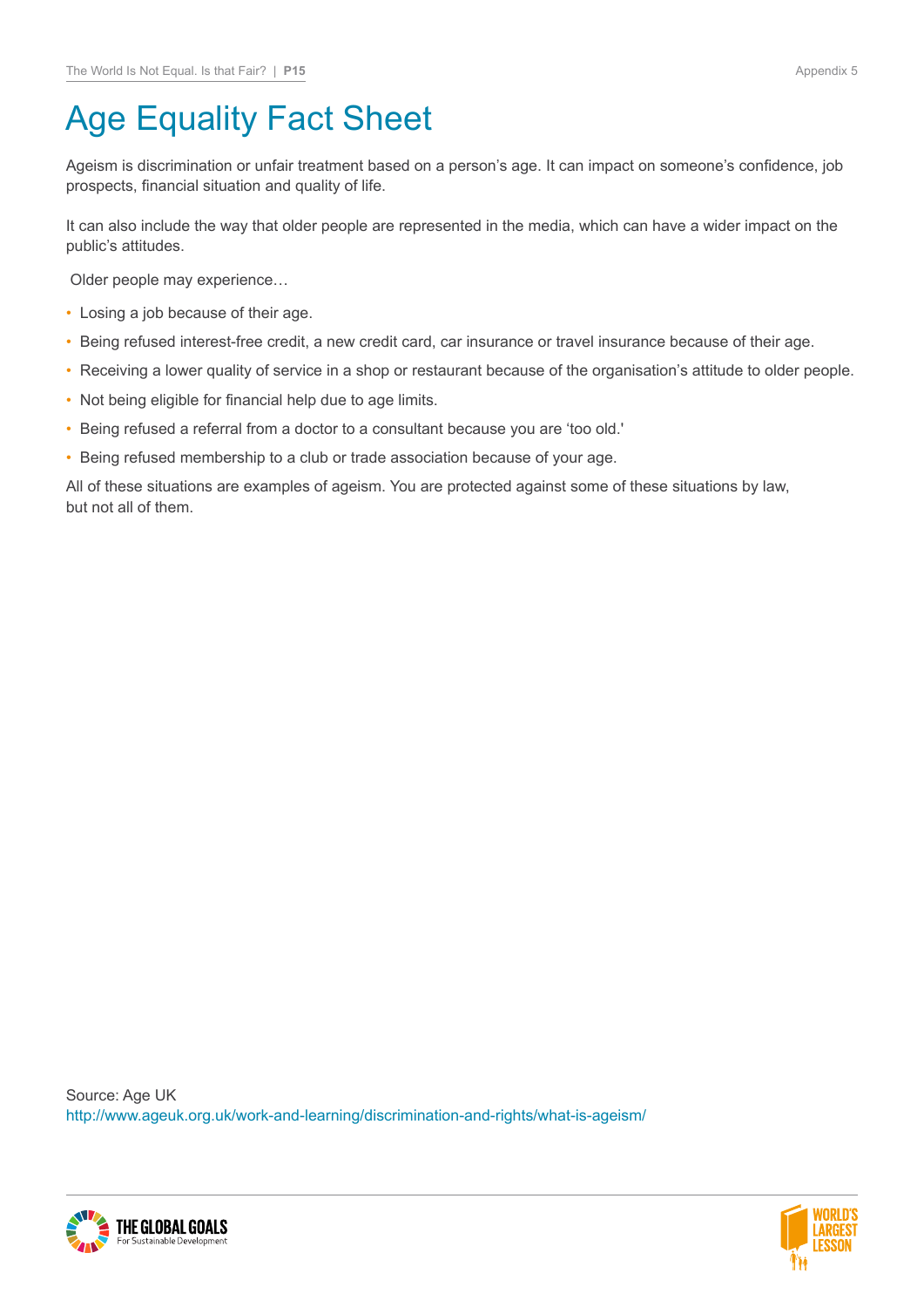# Age Equality Fact Sheet

Ageism is discrimination or unfair treatment based on a person's age. It can impact on someone's confidence, job prospects, financial situation and quality of life.

It can also include the way that older people are represented in the media, which can have a wider impact on the public's attitudes.

Older people may experience…

- Losing a job because of their age.
- Being refused interest-free credit, a new credit card, car insurance or travel insurance because of their age.
- Receiving a lower quality of service in a shop or restaurant because of the organisation's attitude to older people.
- Not being eligible for financial help due to age limits.
- Being refused a referral from a doctor to a consultant because you are 'too old.'
- Being refused membership to a club or trade association because of your age.

All of these situations are examples of ageism. You are protected against some of these situations by law, but not all of them.

Source: Age UK
http://www.ageuk.org.uk/work-and-learning/discrimination-and-rights/what-is-ageism/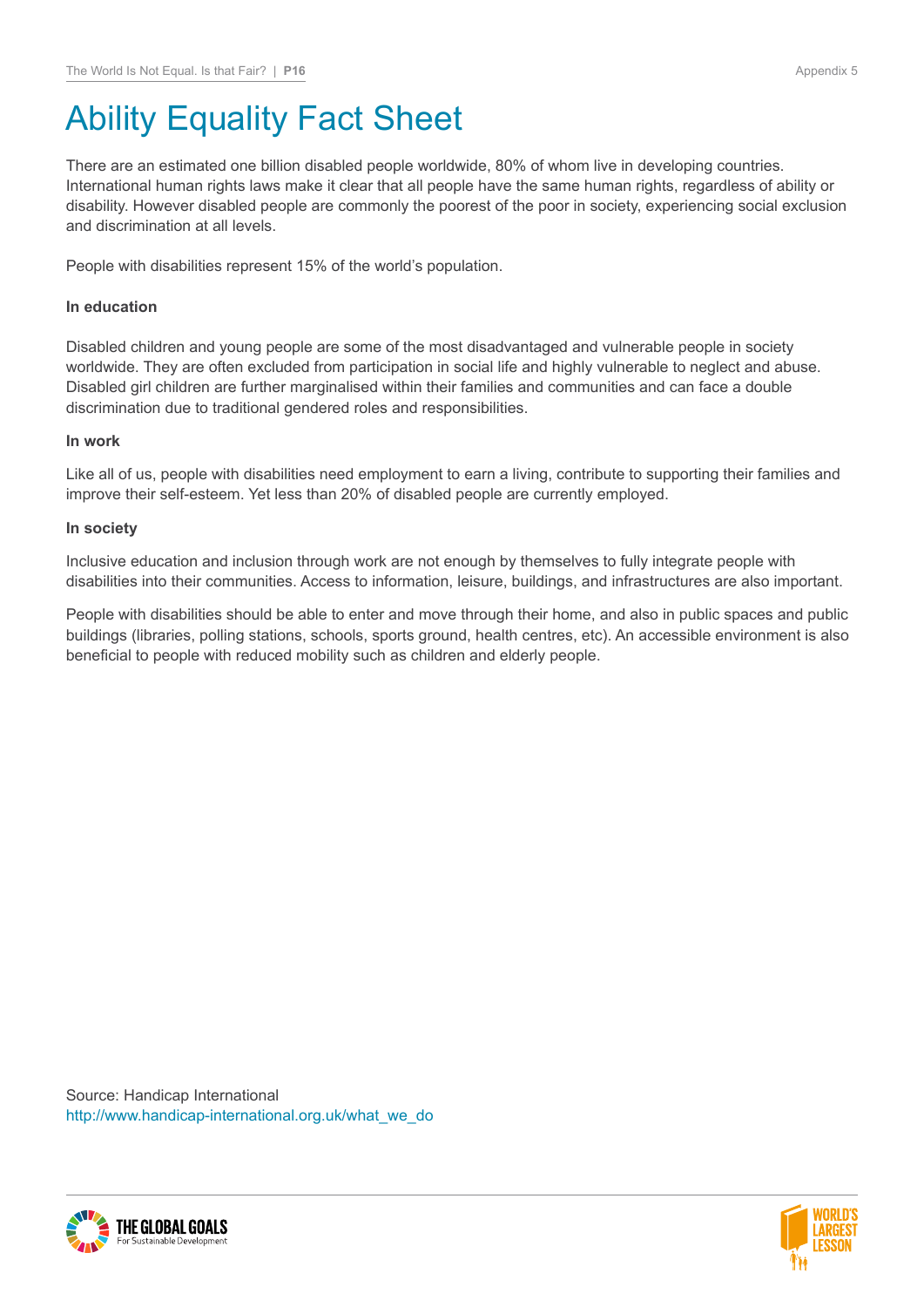# Ability Equality Fact Sheet

There are an estimated one billion disabled people worldwide, 80% of whom live in developing countries. International human rights laws make it clear that all people have the same human rights, regardless of ability or disability. However disabled people are commonly the poorest of the poor in society, experiencing social exclusion and discrimination at all levels.

People with disabilities represent 15% of the world's population.

**In education**

Disabled children and young people are some of the most disadvantaged and vulnerable people in society worldwide. They are often excluded from participation in social life and highly vulnerable to neglect and abuse. Disabled girl children are further marginalised within their families and communities and can face a double discrimination due to traditional gendered roles and responsibilities.

**In work**

Like all of us, people with disabilities need employment to earn a living, contribute to supporting their families and improve their self-esteem. Yet less than 20% of disabled people are currently employed.

**In society**

Inclusive education and inclusion through work are not enough by themselves to fully integrate people with disabilities into their communities. Access to information, leisure, buildings, and infrastructures are also important.

People with disabilities should be able to enter and move through their home, and also in public spaces and public buildings (libraries, polling stations, schools, sports ground, health centres, etc). An accessible environment is also beneficial to people with reduced mobility such as children and elderly people.

Source: Handicap International
http://www.handicap-international.org.uk/what_we_do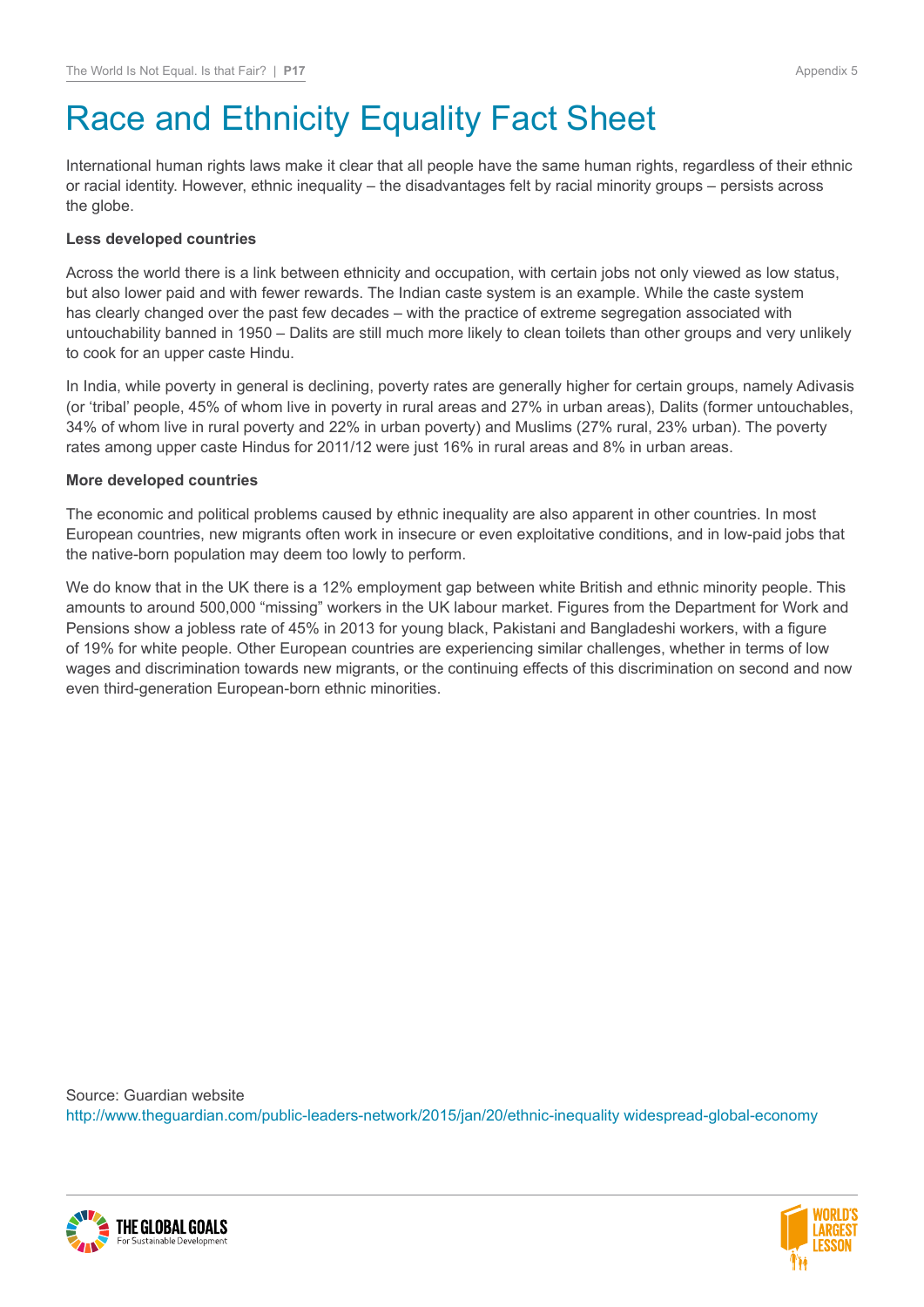# Race and Ethnicity Equality Fact Sheet

International human rights laws make it clear that all people have the same human rights, regardless of their ethnic or racial identity. However, ethnic inequality – the disadvantages felt by racial minority groups – persists across the globe.

**Less developed countries**

Across the world there is a link between ethnicity and occupation, with certain jobs not only viewed as low status, but also lower paid and with fewer rewards. The Indian caste system is an example. While the caste system has clearly changed over the past few decades – with the practice of extreme segregation associated with untouchability banned in 1950 – Dalits are still much more likely to clean toilets than other groups and very unlikely to cook for an upper caste Hindu.

In India, while poverty in general is declining, poverty rates are generally higher for certain groups, namely Adivasis (or 'tribal' people, 45% of whom live in poverty in rural areas and 27% in urban areas), Dalits (former untouchables, 34% of whom live in rural poverty and 22% in urban poverty) and Muslims (27% rural, 23% urban). The poverty rates among upper caste Hindus for 2011/12 were just 16% in rural areas and 8% in urban areas.

**More developed countries**

The economic and political problems caused by ethnic inequality are also apparent in other countries. In most European countries, new migrants often work in insecure or even exploitative conditions, and in low-paid jobs that the native-born population may deem too lowly to perform.

We do know that in the UK there is a 12% employment gap between white British and ethnic minority people. This amounts to around 500,000 "missing" workers in the UK labour market. Figures from the Department for Work and Pensions show a jobless rate of 45% in 2013 for young black, Pakistani and Bangladeshi workers, with a figure of 19% for white people. Other European countries are experiencing similar challenges, whether in terms of low wages and discrimination towards new migrants, or the continuing effects of this discrimination on second and now even third-generation European-born ethnic minorities.

Source: Guardian website
http://www.theguardian.com/public-leaders-network/2015/jan/20/ethnic-inequality widespread-global-economy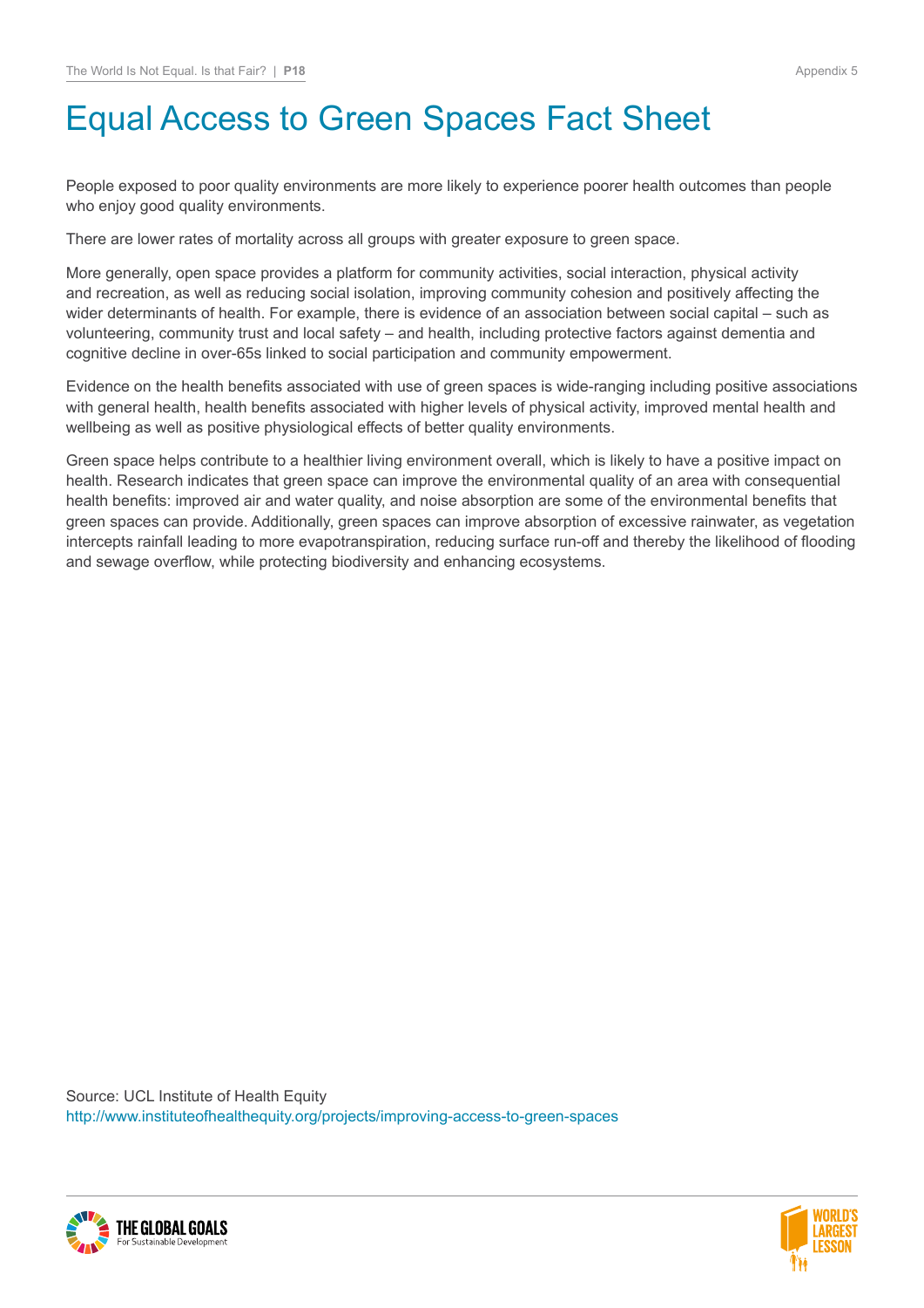# Equal Access to Green Spaces Fact Sheet

People exposed to poor quality environments are more likely to experience poorer health outcomes than people who enjoy good quality environments.

There are lower rates of mortality across all groups with greater exposure to green space.

More generally, open space provides a platform for community activities, social interaction, physical activity and recreation, as well as reducing social isolation, improving community cohesion and positively affecting the wider determinants of health. For example, there is evidence of an association between social capital – such as volunteering, community trust and local safety – and health, including protective factors against dementia and cognitive decline in over-65s linked to social participation and community empowerment.

Evidence on the health benefits associated with use of green spaces is wide-ranging including positive associations with general health, health benefits associated with higher levels of physical activity, improved mental health and wellbeing as well as positive physiological effects of better quality environments.

Green space helps contribute to a healthier living environment overall, which is likely to have a positive impact on health. Research indicates that green space can improve the environmental quality of an area with consequential health benefits: improved air and water quality, and noise absorption are some of the environmental benefits that green spaces can provide. Additionally, green spaces can improve absorption of excessive rainwater, as vegetation intercepts rainfall leading to more evapotranspiration, reducing surface run-off and thereby the likelihood of flooding and sewage overflow, while protecting biodiversity and enhancing ecosystems.

Source: UCL Institute of Health Equity
http://www.instituteofhealthequity.org/projects/improving-access-to-green-spaces